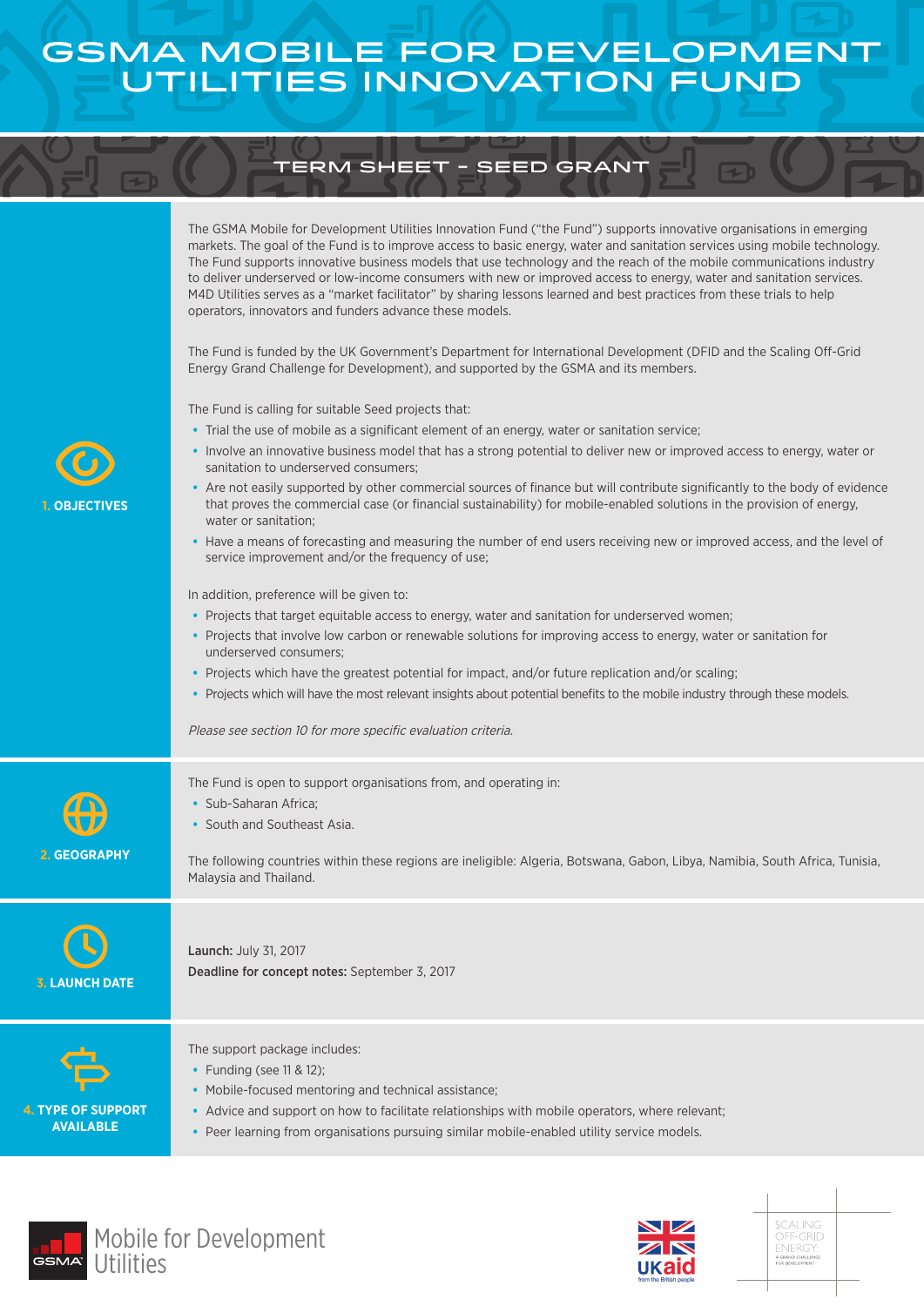# GSMA MOBILE FOR DEVELOPMENT UTILITIES INNOVATION FUND

## TERM SHEET – SEED GRANT

### 1. OBJECTIVES

The GSMA Mobile for Development Utilities Innovation Fund ("the Fund") supports innovative organisations in emerging markets. The goal of the Fund is to improve access to basic energy, water and sanitation services using mobile technology. The Fund supports innovative business models that use technology and the reach of the mobile communications industry to deliver underserved or low-income consumers with new or improved access to energy, water and sanitation services. M4D Utilities serves as a "market facilitator" by sharing lessons learned and best practices from these trials to help operators, innovators and funders advance these models.

The Fund is funded by the UK Government's Department for International Development (DFID and the Scaling Off-Grid Energy Grand Challenge for Development), and supported by the GSMA and its members.

The Fund is calling for suitable Seed projects that:

- Trial the use of mobile as a significant element of an energy, water or sanitation service;
- Involve an innovative business model that has a strong potential to deliver new or improved access to energy, water or sanitation to underserved consumers;
- Are not easily supported by other commercial sources of finance but will contribute significantly to the body of evidence that proves the commercial case (or financial sustainability) for mobile-enabled solutions in the provision of energy, water or sanitation;
- Have a means of forecasting and measuring the number of end users receiving new or improved access, and the level of service improvement and/or the frequency of use;

In addition, preference will be given to:

- Projects that target equitable access to energy, water and sanitation for underserved women;
- Projects that involve low carbon or renewable solutions for improving access to energy, water or sanitation for underserved consumers;
- Projects which have the greatest potential for impact, and/or future replication and/or scaling;
- Projects which will have the most relevant insights about potential benefits to the mobile industry through these models.

*Please see section 10 for more specific evaluation criteria.*

### 2. GEOGRAPHY

The Fund is open to support organisations from, and operating in:

- Sub-Saharan Africa;
- South and Southeast Asia.

The following countries within these regions are ineligible: Algeria, Botswana, Gabon, Libya, Namibia, South Africa, Tunisia, Malaysia and Thailand.

### 3. LAUNCH DATE

**Launch:** July 31, 2017

**Deadline for concept notes:** September 3, 2017

### 4. TYPE OF SUPPORT AVAILABLE

The support package includes:

- Funding (see 11 & 12);
- Mobile-focused mentoring and technical assistance;
- Advice and support on how to facilitate relationships with mobile operators, where relevant;
- Peer learning from organisations pursuing similar mobile-enabled utility service models.

Mobile for Development Utilities

UKaid from the British people

SCALING OFF-GRID ENERGY: A GRAND CHALLENGE FOR DEVELOPMENT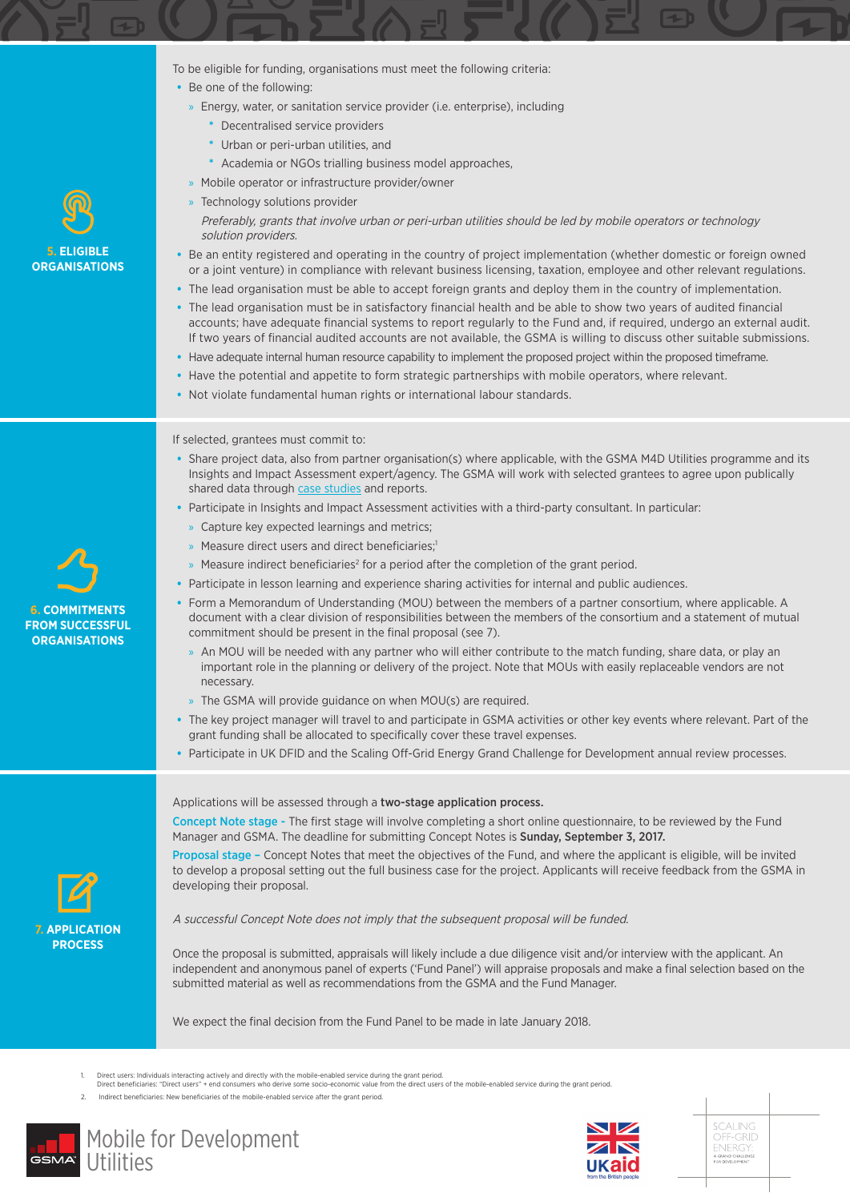## 5. ELIGIBLE ORGANISATIONS

To be eligible for funding, organisations must meet the following criteria:

- Be one of the following:
  - Energy, water, or sanitation service provider (i.e. enterprise), including
    - Decentralised service providers
    - Urban or peri-urban utilities, and
    - Academia or NGOs trialling business model approaches,
  - Mobile operator or infrastructure provider/owner
  - Technology solutions provider

    *Preferably, grants that involve urban or peri-urban utilities should be led by mobile operators or technology solution providers.*
- Be an entity registered and operating in the country of project implementation (whether domestic or foreign owned or a joint venture) in compliance with relevant business licensing, taxation, employee and other relevant regulations.
- The lead organisation must be able to accept foreign grants and deploy them in the country of implementation.
- The lead organisation must be in satisfactory financial health and be able to show two years of audited financial accounts; have adequate financial systems to report regularly to the Fund and, if required, undergo an external audit. If two years of financial audited accounts are not available, the GSMA is willing to discuss other suitable submissions.
- Have adequate internal human resource capability to implement the proposed project within the proposed timeframe.
- Have the potential and appetite to form strategic partnerships with mobile operators, where relevant.
- Not violate fundamental human rights or international labour standards.

## 6. COMMITMENTS FROM SUCCESSFUL ORGANISATIONS

If selected, grantees must commit to:

- Share project data, also from partner organisation(s) where applicable, with the GSMA M4D Utilities programme and its Insights and Impact Assessment expert/agency. The GSMA will work with selected grantees to agree upon publically shared data through case studies and reports.
- Participate in Insights and Impact Assessment activities with a third-party consultant. In particular:
  - Capture key expected learnings and metrics;
  - Measure direct users and direct beneficiaries;[1]
  - Measure indirect beneficiaries[2] for a period after the completion of the grant period.
- Participate in lesson learning and experience sharing activities for internal and public audiences.
- Form a Memorandum of Understanding (MOU) between the members of a partner consortium, where applicable. A document with a clear division of responsibilities between the members of the consortium and a statement of mutual commitment should be present in the final proposal (see 7).
  - An MOU will be needed with any partner who will either contribute to the match funding, share data, or play an important role in the planning or delivery of the project. Note that MOUs with easily replaceable vendors are not necessary.
  - The GSMA will provide guidance on when MOU(s) are required.
- The key project manager will travel to and participate in GSMA activities or other key events where relevant. Part of the grant funding shall be allocated to specifically cover these travel expenses.
- Participate in UK DFID and the Scaling Off-Grid Energy Grand Challenge for Development annual review processes.

## 7. APPLICATION PROCESS

Applications will be assessed through a **two-stage application process.**

**Concept Note stage -** The first stage will involve completing a short online questionnaire, to be reviewed by the Fund Manager and GSMA. The deadline for submitting Concept Notes is **Sunday, September 3, 2017.**

**Proposal stage –** Concept Notes that meet the objectives of the Fund, and where the applicant is eligible, will be invited to develop a proposal setting out the full business case for the project. Applicants will receive feedback from the GSMA in developing their proposal.

*A successful Concept Note does not imply that the subsequent proposal will be funded.*

Once the proposal is submitted, appraisals will likely include a due diligence visit and/or interview with the applicant. An independent and anonymous panel of experts ('Fund Panel') will appraise proposals and make a final selection based on the submitted material as well as recommendations from the GSMA and the Fund Manager.

We expect the final decision from the Fund Panel to be made in late January 2018.

1. Direct users: Individuals interacting actively and directly with the mobile-enabled service during the grant period. Direct beneficiaries: "Direct users" + end consumers who derive some socio-economic value from the direct users of the mobile-enabled service during the grant period.
2. Indirect beneficiaries: New beneficiaries of the mobile-enabled service after the grant period.

GSMA Mobile for Development Utilities

UKaid from the British people

SCALING OFF-GRID ENERGY: A GRAND CHALLENGE FOR DEVELOPMENT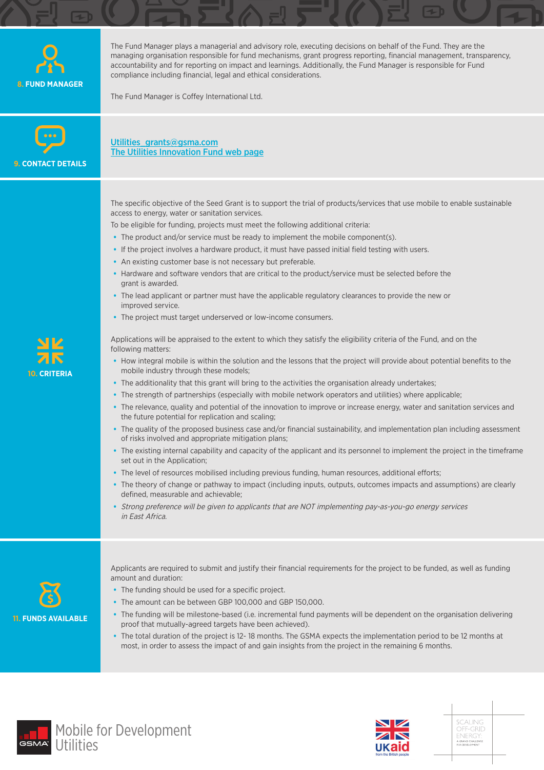## 8. FUND MANAGER

The Fund Manager plays a managerial and advisory role, executing decisions on behalf of the Fund. They are the managing organisation responsible for fund mechanisms, grant progress reporting, financial management, transparency, accountability and for reporting on impact and learnings. Additionally, the Fund Manager is responsible for Fund compliance including financial, legal and ethical considerations.

The Fund Manager is Coffey International Ltd.

## 9. CONTACT DETAILS

Utilities_grants@gsma.com
The Utilities Innovation Fund web page

## 10. CRITERIA

The specific objective of the Seed Grant is to support the trial of products/services that use mobile to enable sustainable access to energy, water or sanitation services.

To be eligible for funding, projects must meet the following additional criteria:

- The product and/or service must be ready to implement the mobile component(s).
- If the project involves a hardware product, it must have passed initial field testing with users.
- An existing customer base is not necessary but preferable.
- Hardware and software vendors that are critical to the product/service must be selected before the grant is awarded.
- The lead applicant or partner must have the applicable regulatory clearances to provide the new or improved service.
- The project must target underserved or low-income consumers.

Applications will be appraised to the extent to which they satisfy the eligibility criteria of the Fund, and on the following matters:

- How integral mobile is within the solution and the lessons that the project will provide about potential benefits to the mobile industry through these models;
- The additionality that this grant will bring to the activities the organisation already undertakes;
- The strength of partnerships (especially with mobile network operators and utilities) where applicable;
- The relevance, quality and potential of the innovation to improve or increase energy, water and sanitation services and the future potential for replication and scaling;
- The quality of the proposed business case and/or financial sustainability, and implementation plan including assessment of risks involved and appropriate mitigation plans;
- The existing internal capability and capacity of the applicant and its personnel to implement the project in the timeframe set out in the Application;
- The level of resources mobilised including previous funding, human resources, additional efforts;
- The theory of change or pathway to impact (including inputs, outputs, outcomes impacts and assumptions) are clearly defined, measurable and achievable;
- *Strong preference will be given to applicants that are NOT implementing pay-as-you-go energy services in East Africa.*

## 11. FUNDS AVAILABLE

Applicants are required to submit and justify their financial requirements for the project to be funded, as well as funding amount and duration:

- The funding should be used for a specific project.
- The amount can be between GBP 100,000 and GBP 150,000.
- The funding will be milestone-based (i.e. incremental fund payments will be dependent on the organisation delivering proof that mutually-agreed targets have been achieved).
- The total duration of the project is 12- 18 months. The GSMA expects the implementation period to be 12 months at most, in order to assess the impact of and gain insights from the project in the remaining 6 months.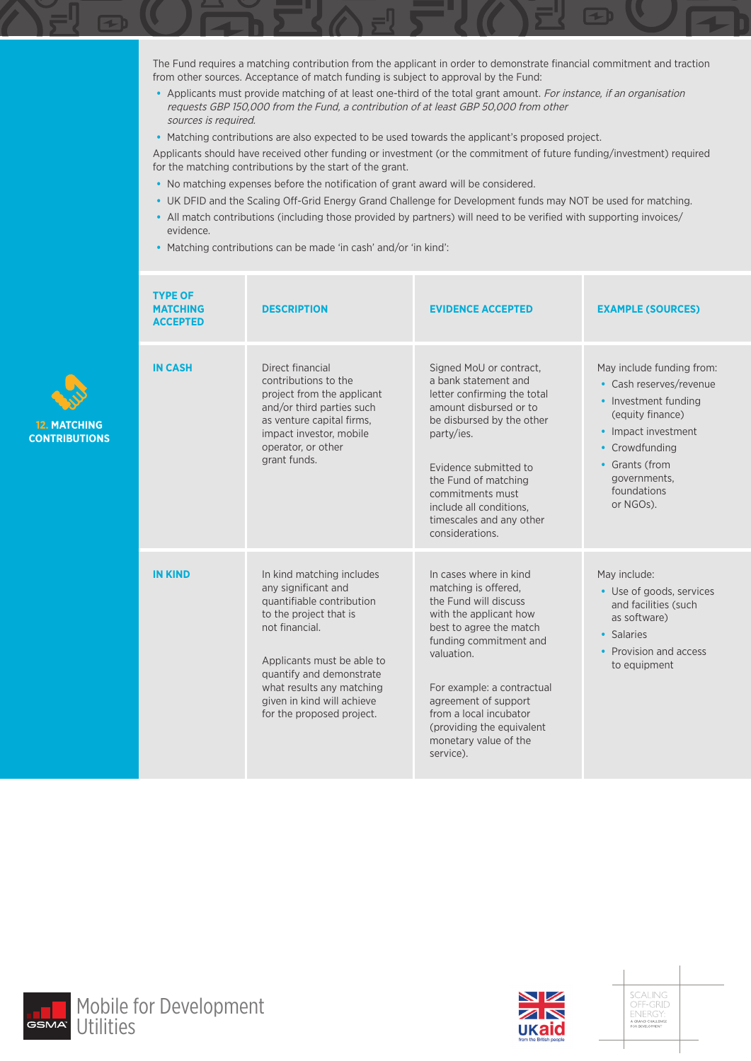## 12. MATCHING CONTRIBUTIONS

The Fund requires a matching contribution from the applicant in order to demonstrate financial commitment and traction from other sources. Acceptance of match funding is subject to approval by the Fund:

- Applicants must provide matching of at least one-third of the total grant amount. *For instance, if an organisation requests GBP 150,000 from the Fund, a contribution of at least GBP 50,000 from other sources is required.*
- Matching contributions are also expected to be used towards the applicant's proposed project.

Applicants should have received other funding or investment (or the commitment of future funding/investment) required for the matching contributions by the start of the grant.

- No matching expenses before the notification of grant award will be considered.
- UK DFID and the Scaling Off-Grid Energy Grand Challenge for Development funds may NOT be used for matching.
- All match contributions (including those provided by partners) will need to be verified with supporting invoices/ evidence.
- Matching contributions can be made 'in cash' and/or 'in kind':

| TYPE OF MATCHING ACCEPTED | DESCRIPTION | EVIDENCE ACCEPTED | EXAMPLE (SOURCES) |
|---|---|---|---|
| IN CASH | Direct financial contributions to the project from the applicant and/or third parties such as venture capital firms, impact investor, mobile operator, or other grant funds. | Signed MoU or contract, a bank statement and letter confirming the total amount disbursed or to be disbursed by the other party/ies.<br><br>Evidence submitted to the Fund of matching commitments must include all conditions, timescales and any other considerations. | May include funding from:<br>• Cash reserves/revenue<br>• Investment funding (equity finance)<br>• Impact investment<br>• Crowdfunding<br>• Grants (from governments, foundations or NGOs). |
| IN KIND | In kind matching includes any significant and quantifiable contribution to the project that is not financial.<br><br>Applicants must be able to quantify and demonstrate what results any matching given in kind will achieve for the proposed project. | In cases where in kind matching is offered, the Fund will discuss with the applicant how best to agree the match funding commitment and valuation.<br><br>For example: a contractual agreement of support from a local incubator (providing the equivalent monetary value of the service). | May include:<br>• Use of goods, services and facilities (such as software)<br>• Salaries<br>• Provision and access to equipment |